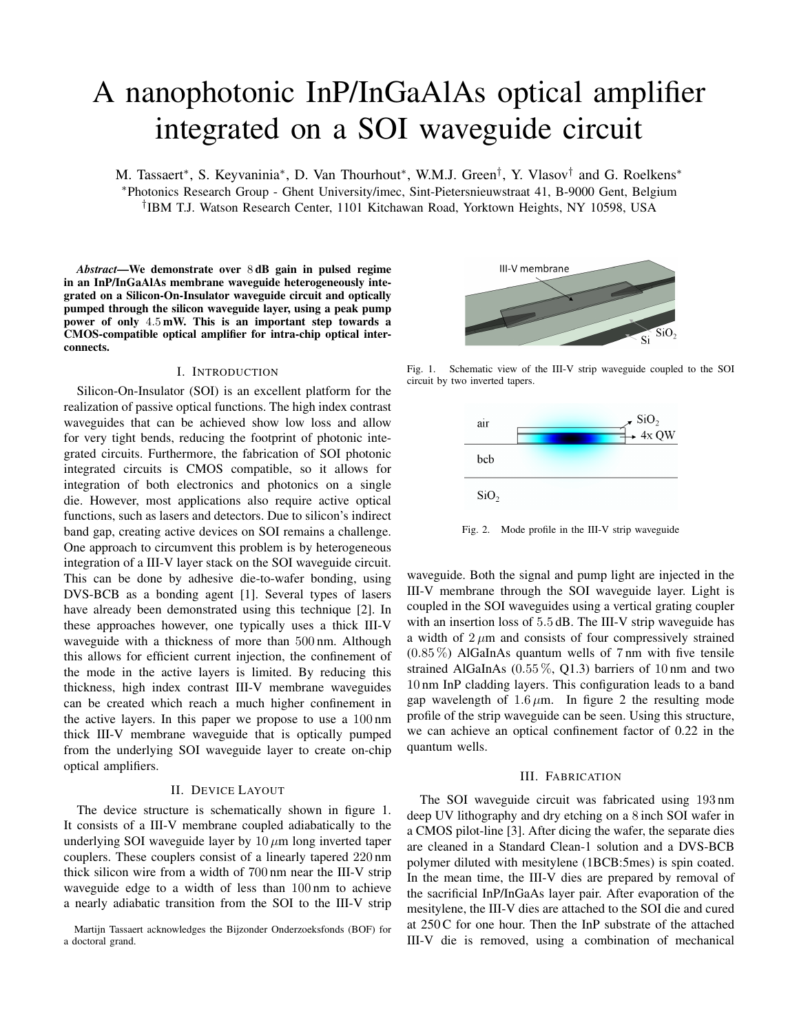# A nanophotonic InP/InGaAlAs optical amplifier integrated on a SOI waveguide circuit

M. Tassaert*, S. Keyvaninia*, D. Van Thourhout*, W.M.J. Green†, Y. Vlasov† and G. Roelkens*

*Photonics Research Group - Ghent University/imec, Sint-Pietersnieuwstraat 41, B-9000 Gent, Belgium

†IBM T.J. Watson Research Center, 1101 Kitchawan Road, Yorktown Heights, NY 10598, USA

***Abstract*—We demonstrate over 8 dB gain in pulsed regime in an InP/InGaAlAs membrane waveguide heterogeneously integrated on a Silicon-On-Insulator waveguide circuit and optically pumped through the silicon waveguide layer, using a peak pump power of only 4.5 mW. This is an important step towards a CMOS-compatible optical amplifier for intra-chip optical interconnects.**

## I. Introduction

Silicon-On-Insulator (SOI) is an excellent platform for the realization of passive optical functions. The high index contrast waveguides that can be achieved show low loss and allow for very tight bends, reducing the footprint of photonic integrated circuits. Furthermore, the fabrication of SOI photonic integrated circuits is CMOS compatible, so it allows for integration of both electronics and photonics on a single die. However, most applications also require active optical functions, such as lasers and detectors. Due to silicon's indirect band gap, creating active devices on SOI remains a challenge. One approach to circumvent this problem is by heterogeneous integration of a III-V layer stack on the SOI waveguide circuit. This can be done by adhesive die-to-wafer bonding, using DVS-BCB as a bonding agent [1]. Several types of lasers have already been demonstrated using this technique [2]. In these approaches however, one typically uses a thick III-V waveguide with a thickness of more than 500 nm. Although this allows for efficient current injection, the confinement of the mode in the active layers is limited. By reducing this thickness, high index contrast III-V membrane waveguides can be created which reach a much higher confinement in the active layers. In this paper we propose to use a 100 nm thick III-V membrane waveguide that is optically pumped from the underlying SOI waveguide layer to create on-chip optical amplifiers.

## II. Device Layout

The device structure is schematically shown in figure 1. It consists of a III-V membrane coupled adiabatically to the underlying SOI waveguide layer by 10 $\mu$m long inverted taper couplers. These couplers consist of a linearly tapered 220 nm thick silicon wire from a width of 700 nm near the III-V strip waveguide edge to a width of less than 100 nm to achieve a nearly adiabatic transition from the SOI to the III-V strip waveguide. Both the signal and pump light are injected in the III-V membrane through the SOI waveguide layer. Light is coupled in the SOI waveguides using a vertical grating coupler with an insertion loss of 5.5 dB. The III-V strip waveguide has a width of 2 $\mu$m and consists of four compressively strained (0.85 %) AlGaInAs quantum wells of 7 nm with five tensile strained AlGaInAs (0.55 %, Q1.3) barriers of 10 nm and two 10 nm InP cladding layers. This configuration leads to a band gap wavelength of 1.6 $\mu$m. In figure 2 the resulting mode profile of the strip waveguide can be seen. Using this structure, we can achieve an optical confinement factor of 0.22 in the quantum wells.

Fig. 1. Schematic view of the III-V strip waveguide coupled to the SOI circuit by two inverted tapers.

Fig. 2. Mode profile in the III-V strip waveguide

## III. Fabrication

The SOI waveguide circuit was fabricated using 193 nm deep UV lithography and dry etching on a 8 inch SOI wafer in a CMOS pilot-line [3]. After dicing the wafer, the separate dies are cleaned in a Standard Clean-1 solution and a DVS-BCB polymer diluted with mesitylene (1BCB:5mes) is spin coated. In the mean time, the III-V dies are prepared by removal of the sacrificial InP/InGaAs layer pair. After evaporation of the mesitylene, the III-V dies are attached to the SOI die and cured at 250 C for one hour. Then the InP substrate of the attached III-V die is removed, using a combination of mechanical

Martijn Tassaert acknowledges the Bijzonder Onderzoeksfonds (BOF) for a doctoral grand.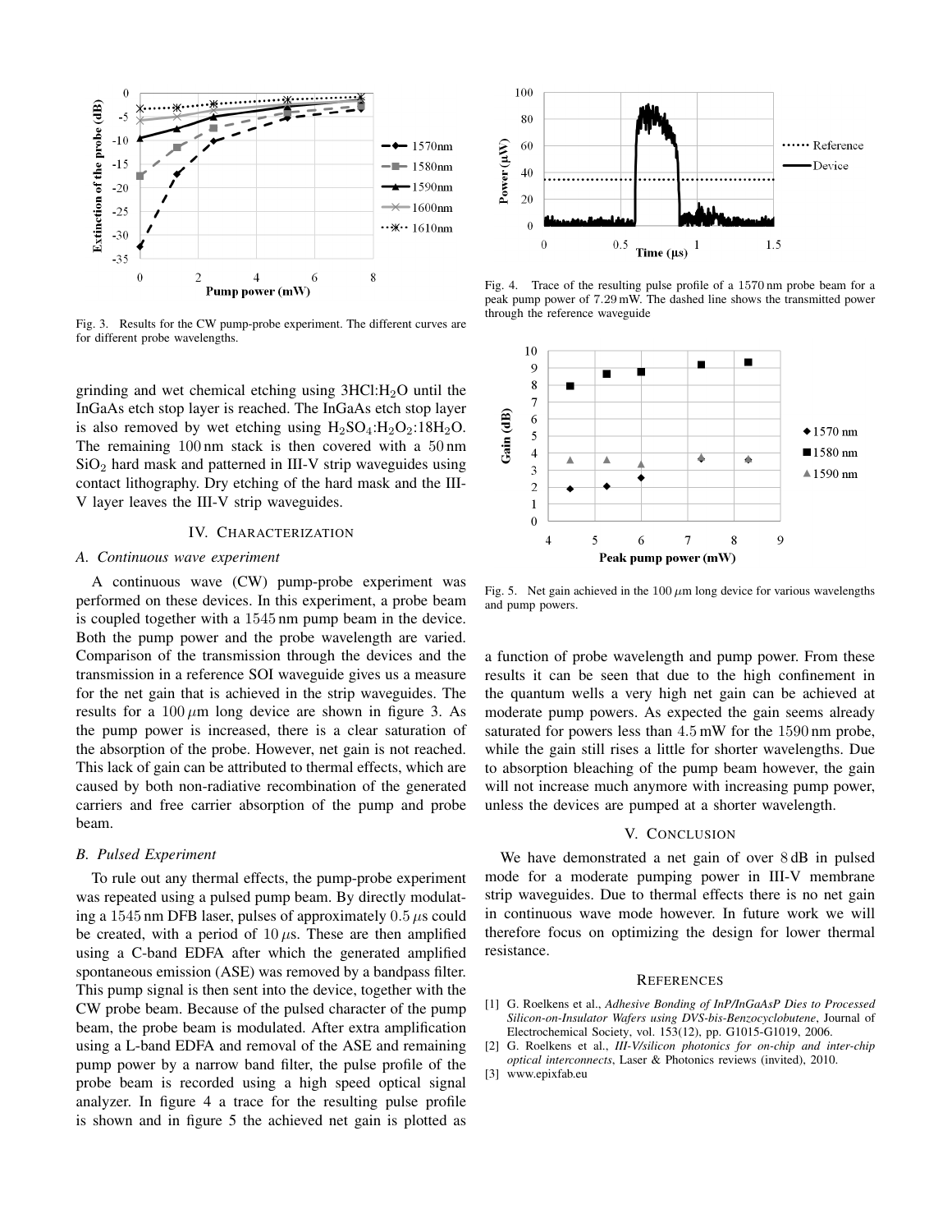0
-5
-10
-15
-20
-25
-30
-35

Extinction of the probe (dB)

0 2 4 6 8

Pump power (mW)

1570nm
1580nm
1590nm
1600nm
1610nm

Fig. 3. Results for the CW pump-probe experiment. The different curves are for different probe wavelengths.

grinding and wet chemical etching using 3HCl:$H_2O$ until the InGaAs etch stop layer is reached. The InGaAs etch stop layer is also removed by wet etching using $H_2SO_4$:$H_2O_2$:18$H_2O$. The remaining 100 nm stack is then covered with a 50 nm $SiO_2$ hard mask and patterned in III-V strip waveguides using contact lithography. Dry etching of the hard mask and the III-V layer leaves the III-V strip waveguides.

## IV. Characterization

### A. Continuous wave experiment

A continuous wave (CW) pump-probe experiment was performed on these devices. In this experiment, a probe beam is coupled together with a 1545 nm pump beam in the device. Both the pump power and the probe wavelength are varied. Comparison of the transmission through the devices and the transmission in a reference SOI waveguide gives us a measure for the net gain that is achieved in the strip waveguides. The results for a 100 $\mu$m long device are shown in figure 3. As the pump power is increased, there is a clear saturation of the absorption of the probe. However, net gain is not reached. This lack of gain can be attributed to thermal effects, which are caused by both non-radiative recombination of the generated carriers and free carrier absorption of the pump and probe beam.

### B. Pulsed Experiment

To rule out any thermal effects, the pump-probe experiment was repeated using a pulsed pump beam. By directly modulating a 1545 nm DFB laser, pulses of approximately 0.5 $\mu$s could be created, with a period of 10 $\mu$s. These are then amplified using a C-band EDFA after which the generated amplified spontaneous emission (ASE) was removed by a bandpass filter. This pump signal is then sent into the device, together with the CW probe beam. Because of the pulsed character of the pump beam, the probe beam is modulated. After extra amplification using a L-band EDFA and removal of the ASE and remaining pump power by a narrow band filter, the pulse profile of the probe beam is recorded using a high speed optical signal analyzer. In figure 4 a trace for the resulting pulse profile is shown and in figure 5 the achieved net gain is plotted as

100
80
60
40
20
0

Power (μW)

0 0.5 1 1.5

Time (μs)

Reference
Device

Fig. 4. Trace of the resulting pulse profile of a 1570 nm probe beam for a peak pump power of 7.29 mW. The dashed line shows the transmitted power through the reference waveguide

10
9
8
7
6
5
4
3
2
1
0

Gain (dB)

4 5 6 7 8 9

Peak pump power (mW)

1570 nm
1580 nm
1590 nm

Fig. 5. Net gain achieved in the 100 $\mu$m long device for various wavelengths and pump powers.

a function of probe wavelength and pump power. From these results it can be seen that due to the high confinement in the quantum wells a very high net gain can be achieved at moderate pump powers. As expected the gain seems already saturated for powers less than 4.5 mW for the 1590 nm probe, while the gain still rises a little for shorter wavelengths. Due to absorption bleaching of the pump beam however, the gain will not increase much anymore with increasing pump power, unless the devices are pumped at a shorter wavelength.

## V. Conclusion

We have demonstrated a net gain of over 8 dB in pulsed mode for a moderate pumping power in III-V membrane strip waveguides. Due to thermal effects there is no net gain in continuous wave mode however. In future work we will therefore focus on optimizing the design for lower thermal resistance.

## References

[1] G. Roelkens et al., *Adhesive Bonding of InP/InGaAsP Dies to Processed Silicon-on-Insulator Wafers using DVS-bis-Benzocyclobutene*, Journal of Electrochemical Society, vol. 153(12), pp. G1015-G1019, 2006.

[2] G. Roelkens et al., *III-V/silicon photonics for on-chip and inter-chip optical interconnects*, Laser & Photonics reviews (invited), 2010.

[3] www.epixfab.eu